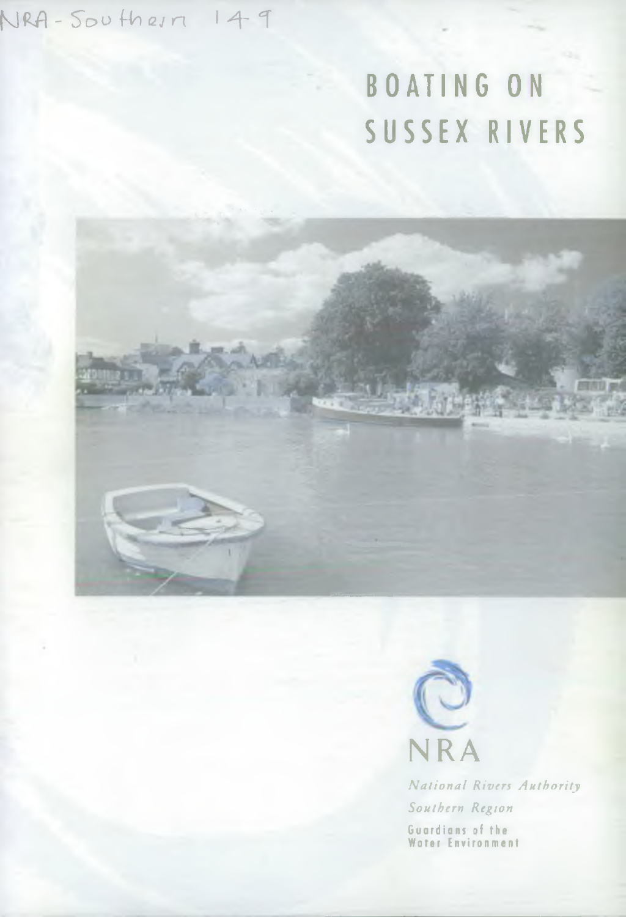NRA-Southern 149

# BOATING ON SUSSEX RIVERS

NRA

*National Rivers Authority*

*Southern Region*

Guardians of the Water Environment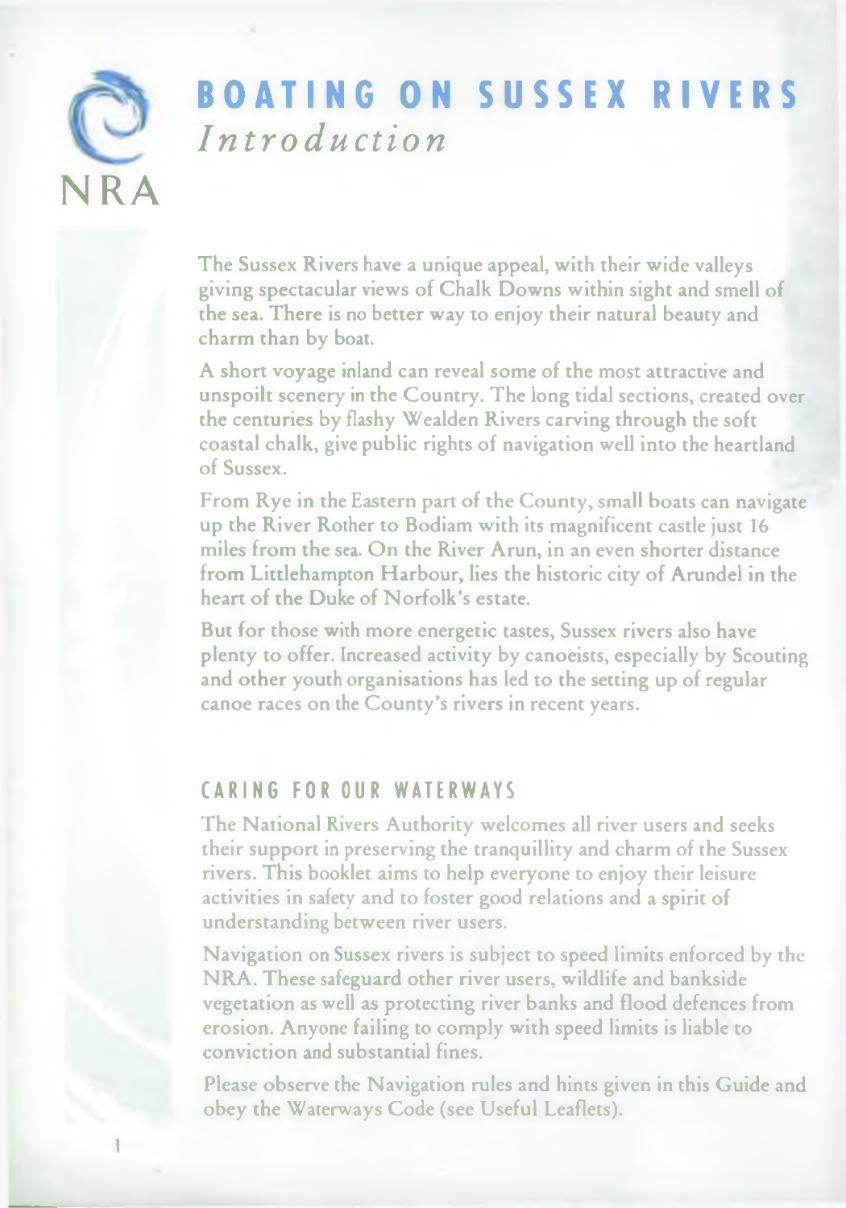# BOATING ON SUSSEX RIVERS

## *Introduction*

The Sussex Rivers have a unique appeal, with their wide valleys giving spectacular views of Chalk Downs within sight and smell of the sea. There is no better way to enjoy their natural beauty and charm than by boat.

A short voyage inland can reveal some of the most attractive and unspoilt scenery in the Country. The long tidal sections, created over the centuries by flashy Wealden Rivers carving through the soft coastal chalk, give public rights of navigation well into the heartland of Sussex.

From Rye in the Eastern part of the County, small boats can navigate up the River Rother to Bodiam with its magnificent castle just 16 miles from the sea. On the River Arun, in an even shorter distance from Littlehampton Harbour, lies the historic city of Arundel in the heart of the Duke of Norfolk's estate.

But for those with more energetic tastes, Sussex rivers also have plenty to offer. Increased activity by canoeists, especially by Scouting and other youth organisations has led to the setting up of regular canoe races on the County's rivers in recent years.

## CARING FOR OUR WATERWAYS

The National Rivers Authority welcomes all river users and seeks their support in preserving the tranquillity and charm of the Sussex rivers. This booklet aims to help everyone to enjoy their leisure activities in safety and to foster good relations and a spirit of understanding between river users.

Navigation on Sussex rivers is subject to speed limits enforced by the NRA. These safeguard other river users, wildlife and bankside vegetation as well as protecting river banks and flood defences from erosion. Anyone failing to comply with speed limits is liable to conviction and substantial fines.

Please observe the Navigation rules and hints given in this Guide and obey the Waterways Code (see Useful Leaflets).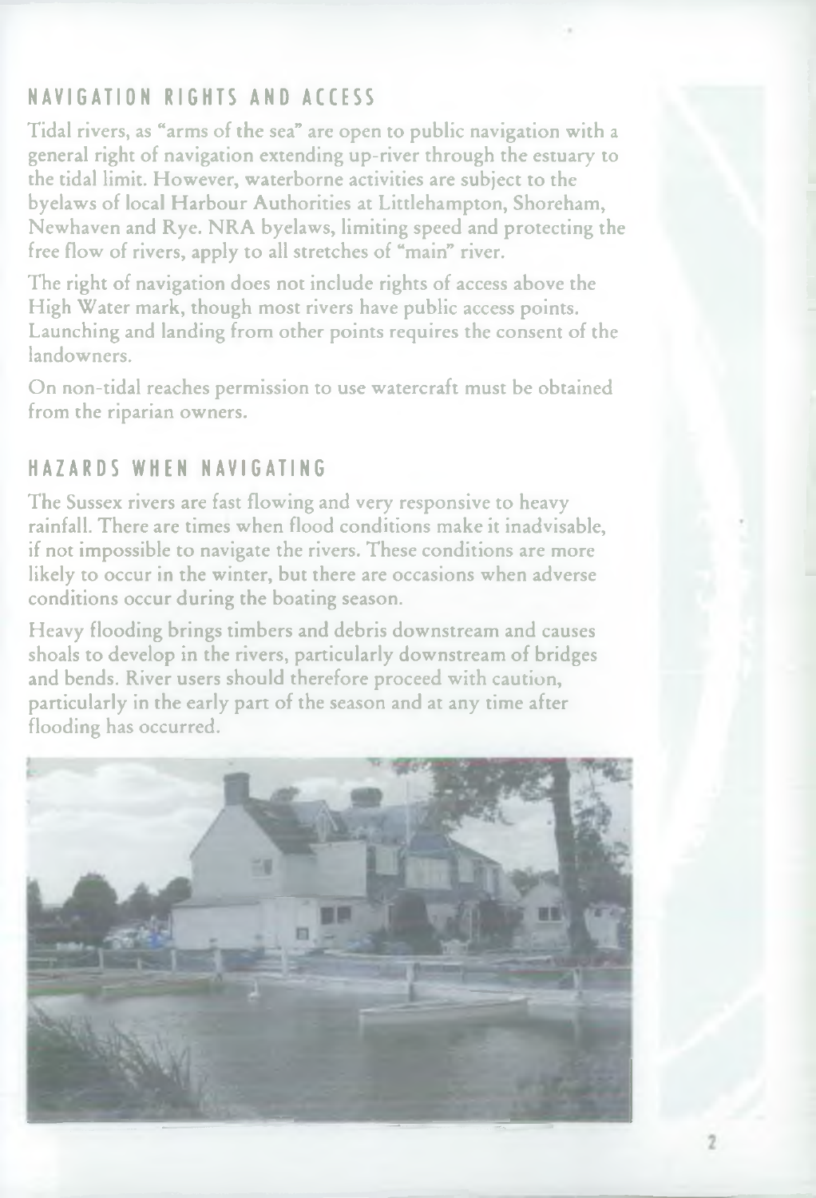## NAVIGATION RIGHTS AND ACCESS

Tidal rivers, as "arms of the sea" are open to public navigation with a general right of navigation extending up-river through the estuary to the tidal limit. However, waterborne activities are subject to the byelaws of local Harbour Authorities at Littlehampton, Shoreham, Newhaven and Rye. NRA byelaws, limiting speed and protecting the free flow of rivers, apply to all stretches of "main" river.

The right of navigation does not include rights of access above the High Water mark, though most rivers have public access points. Launching and landing from other points requires the consent of the landowners.

On non-tidal reaches permission to use watercraft must be obtained from the riparian owners.

## HAZARDS WHEN NAVIGATING

The Sussex rivers are fast flowing and very responsive to heavy rainfall. There are times when flood conditions make it inadvisable, if not impossible to navigate the rivers. These conditions are more likely to occur in the winter, but there are occasions when adverse conditions occur during the boating season.

Heavy flooding brings timbers and debris downstream and causes shoals to develop in the rivers, particularly downstream of bridges and bends. River users should therefore proceed with caution, particularly in the early part of the season and at any time after flooding has occurred.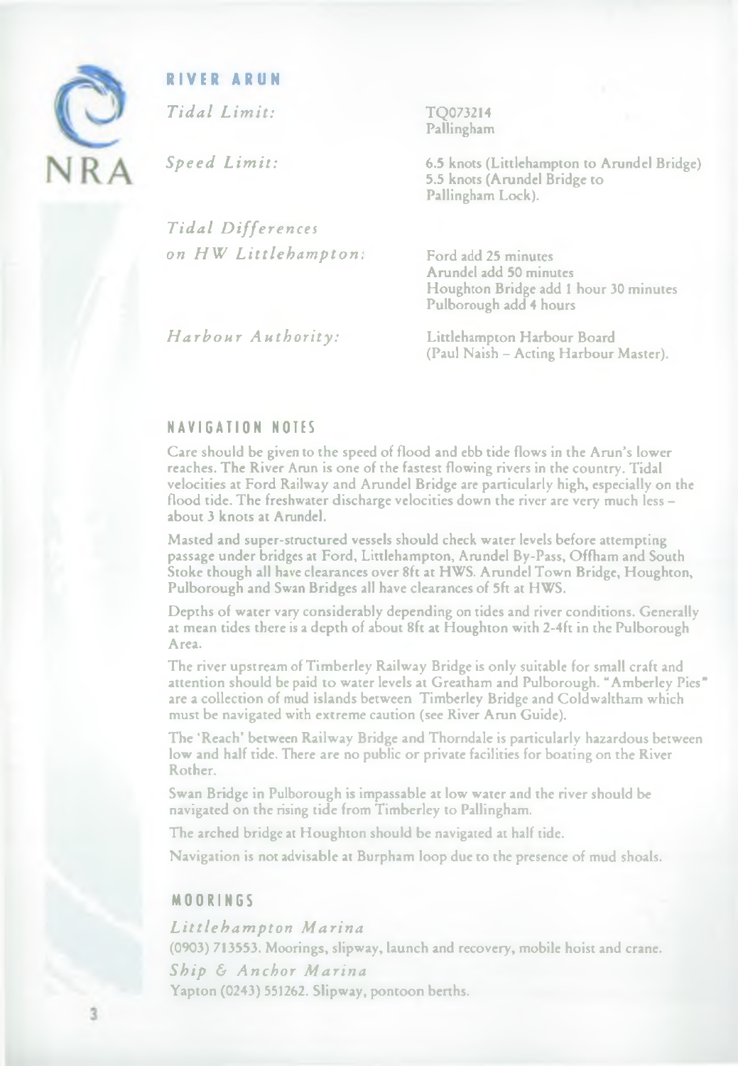NRA

## RIVER ARUN

| | |
|---|---|
| *Tidal Limit:* | TQ073214<br>Pallingham |
| *Speed Limit:* | 6.5 knots (Littlehampton to Arundel Bridge)<br>5.5 knots (Arundel Bridge to Pallingham Lock). |
| *Tidal Differences on HW Littlehampton:* | Ford add 25 minutes<br>Arundel add 50 minutes<br>Houghton Bridge add 1 hour 30 minutes<br>Pulborough add 4 hours |
| *Harbour Authority:* | Littlehampton Harbour Board<br>(Paul Naish – Acting Harbour Master). |

### NAVIGATION NOTES

Care should be given to the speed of flood and ebb tide flows in the Arun's lower reaches. The River Arun is one of the fastest flowing rivers in the country. Tidal velocities at Ford Railway and Arundel Bridge are particularly high, especially on the flood tide. The freshwater discharge velocities down the river are very much less – about 3 knots at Arundel.

Masted and super-structured vessels should check water levels before attempting passage under bridges at Ford, Littlehampton, Arundel By-Pass, Offham and South Stoke though all have clearances over 8ft at HWS. Arundel Town Bridge, Houghton, Pulborough and Swan Bridges all have clearances of 5ft at HWS.

Depths of water vary considerably depending on tides and river conditions. Generally at mean tides there is a depth of about 8ft at Houghton with 2-4ft in the Pulborough Area.

The river upstream of Timberley Railway Bridge is only suitable for small craft and attention should be paid to water levels at Greatham and Pulborough. "Amberley Pies" are a collection of mud islands between Timberley Bridge and Coldwaltham which must be navigated with extreme caution (see River Arun Guide).

The 'Reach' between Railway Bridge and Thorndale is particularly hazardous between low and half tide. There are no public or private facilities for boating on the River Rother.

Swan Bridge in Pulborough is impassable at low water and the river should be navigated on the rising tide from Timberley to Pallingham.

The arched bridge at Houghton should be navigated at half tide.

Navigation is not advisable at Burpham loop due to the presence of mud shoals.

### MOORINGS

*Littlehampton Marina*
(0903) 713553. Moorings, slipway, launch and recovery, mobile hoist and crane.

*Ship & Anchor Marina*
Yapton (0243) 551262. Slipway, pontoon berths.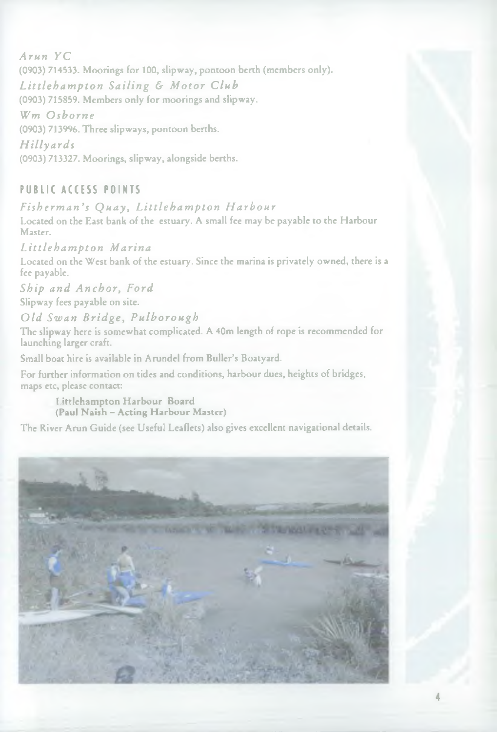*Arun YC*

(0903) 714533. Moorings for 100, slipway, pontoon berth (members only).

*Littlehampton Sailing & Motor Club*

(0903) 715859. Members only for moorings and slipway.

*Wm Osborne*

(0903) 713996. Three slipways, pontoon berths.

*Hillyards*

(0903) 713327. Moorings, slipway, alongside berths.

## PUBLIC ACCESS POINTS

*Fisherman's Quay, Littlehampton Harbour*

Located on the East bank of the estuary. A small fee may be payable to the Harbour Master.

*Littlehampton Marina*

Located on the West bank of the estuary. Since the marina is privately owned, there is a fee payable.

*Ship and Anchor, Ford*

Slipway fees payable on site.

*Old Swan Bridge, Pulborough*

The slipway here is somewhat complicated. A 40m length of rope is recommended for launching larger craft.

Small boat hire is available in Arundel from Buller's Boatyard.

For further information on tides and conditions, harbour dues, heights of bridges, maps etc, please contact:

> Littlehampton Harbour Board
> **(Paul Naish – Acting Harbour Master)**

The River Arun Guide (see Useful Leaflets) also gives excellent navigational details.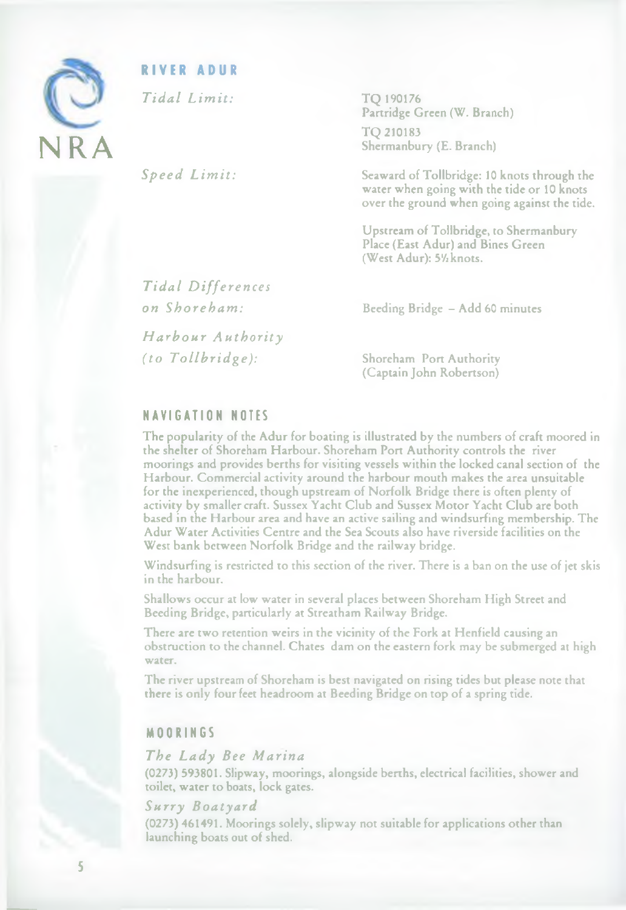NRA

## RIVER ADUR

| | |
|---|---|
| *Tidal Limit:* | TQ 190176<br>Partridge Green (W. Branch)<br>TQ 210183<br>Shermanbury (E. Branch) |
| *Speed Limit:* | Seaward of Tollbridge: 10 knots through the water when going with the tide or 10 knots over the ground when going against the tide.<br>Upstream of Tollbridge, to Shermanbury Place (East Adur) and Bines Green (West Adur): 5½ knots. |
| *Tidal Differences on Shoreham:* | Beeding Bridge – Add 60 minutes |
| *Harbour Authority (to Tollbridge):* | Shoreham Port Authority<br>(Captain John Robertson) |

## NAVIGATION NOTES

The popularity of the Adur for boating is illustrated by the numbers of craft moored in the shelter of Shoreham Harbour. Shoreham Port Authority controls the river moorings and provides berths for visiting vessels within the locked canal section of the Harbour. Commercial activity around the harbour mouth makes the area unsuitable for the inexperienced, though upstream of Norfolk Bridge there is often plenty of activity by smaller craft. Sussex Yacht Club and Sussex Motor Yacht Club are both based in the Harbour area and have an active sailing and windsurfing membership. The Adur Water Activities Centre and the Sea Scouts also have riverside facilities on the West bank between Norfolk Bridge and the railway bridge.

Windsurfing is restricted to this section of the river. There is a ban on the use of jet skis in the harbour.

Shallows occur at low water in several places between Shoreham High Street and Beeding Bridge, particularly at Streatham Railway Bridge.

There are two retention weirs in the vicinity of the Fork at Henfield causing an obstruction to the channel. Chates dam on the eastern fork may be submerged at high water.

The river upstream of Shoreham is best navigated on rising tides but please note that there is only four feet headroom at Beeding Bridge on top of a spring tide.

## MOORINGS

### *The Lady Bee Marina*

(0273) 593801. Slipway, moorings, alongside berths, electrical facilities, shower and toilet, water to boats, lock gates.

### *Surry Boatyard*

(0273) 461491. Moorings solely, slipway not suitable for applications other than launching boats out of shed.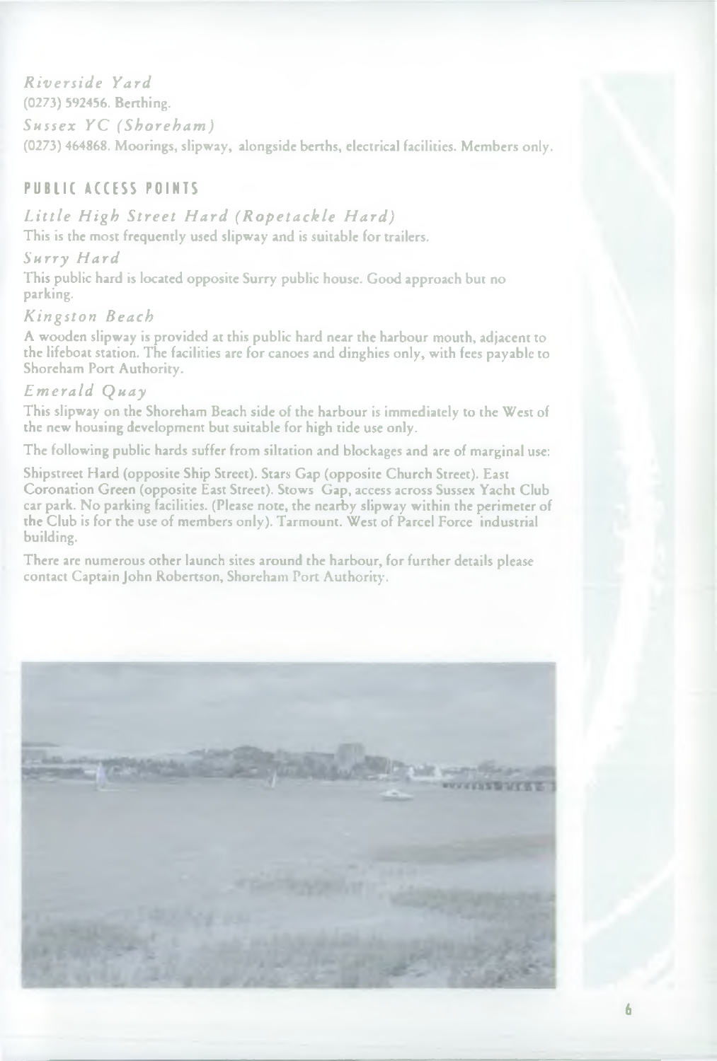*Riverside Yard*

(0273) 592456. Berthing.

*Sussex YC (Shoreham)*

(0273) 464868. Moorings, slipway, alongside berths, electrical facilities. Members only.

## PUBLIC ACCESS POINTS

*Little High Street Hard (Ropetackle Hard)*

This is the most frequently used slipway and is suitable for trailers.

*Surry Hard*

This public hard is located opposite Surry public house. Good approach but no parking.

*Kingston Beach*

A wooden slipway is provided at this public hard near the harbour mouth, adjacent to the lifeboat station. The facilities are for canoes and dinghies only, with fees payable to Shoreham Port Authority.

*Emerald Quay*

This slipway on the Shoreham Beach side of the harbour is immediately to the West of the new housing development but suitable for high tide use only.

The following public hards suffer from siltation and blockages and are of marginal use:

Shipstreet Hard (opposite Ship Street). Stars Gap (opposite Church Street). East Coronation Green (opposite East Street). Stows Gap, access across Sussex Yacht Club car park. No parking facilities. (Please note, the nearby slipway within the perimeter of the Club is for the use of members only). Tarmount. West of Parcel Force industrial building.

There are numerous other launch sites around the harbour, for further details please contact Captain John Robertson, Shoreham Port Authority.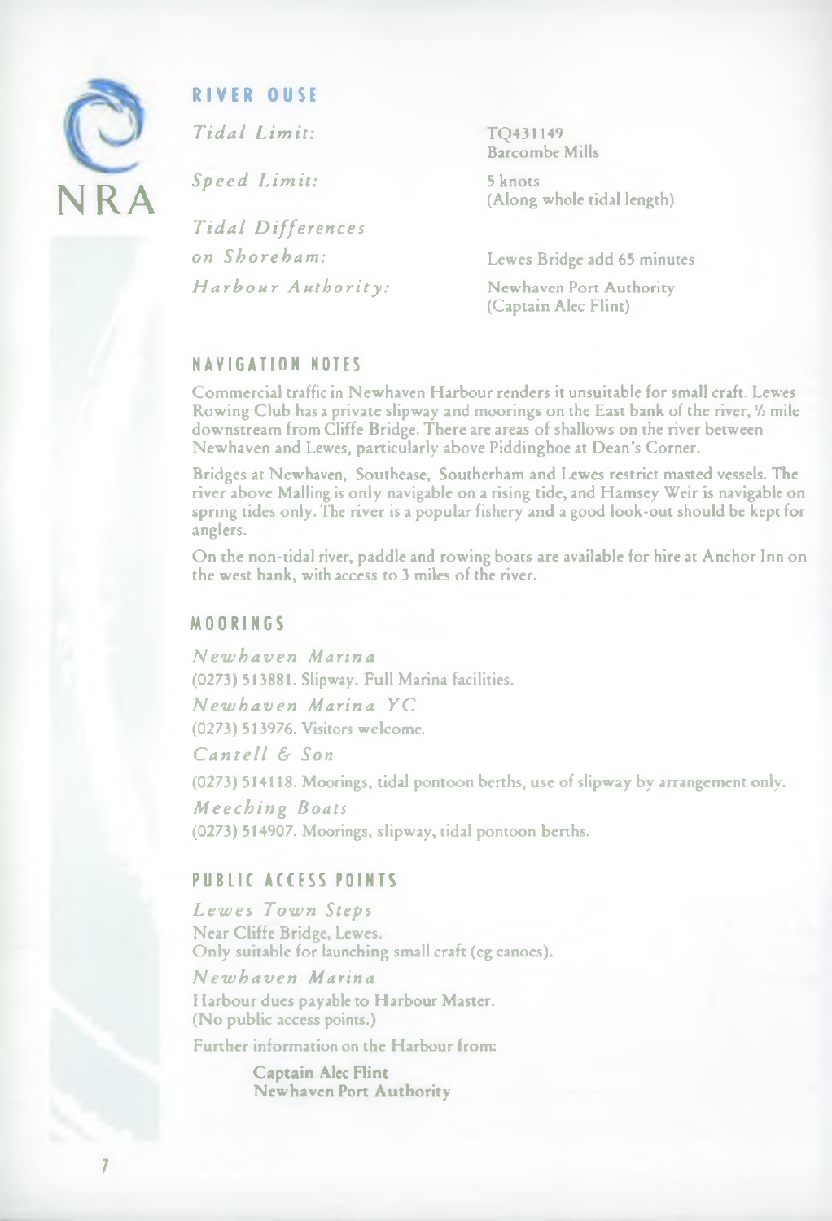## RIVER OUSE

| | |
|---|---|
| *Tidal Limit:* | TQ431149<br>Barcombe Mills |
| *Speed Limit:* | 5 knots<br>(Along whole tidal length) |
| *Tidal Differences on Shoreham:* | Lewes Bridge add 65 minutes |
| *Harbour Authority:* | Newhaven Port Authority<br>(Captain Alec Flint) |

### NAVIGATION NOTES

Commercial traffic in Newhaven Harbour renders it unsuitable for small craft. Lewes Rowing Club has a private slipway and moorings on the East bank of the river, ½ mile downstream from Cliffe Bridge. There are areas of shallows on the river between Newhaven and Lewes, particularly above Piddinghoe at Dean's Corner.

Bridges at Newhaven, Southease, Southerham and Lewes restrict masted vessels. The river above Malling is only navigable on a rising tide, and Hamsey Weir is navigable on spring tides only. The river is a popular fishery and a good look-out should be kept for anglers.

On the non-tidal river, paddle and rowing boats are available for hire at Anchor Inn on the west bank, with access to 3 miles of the river.

### MOORINGS

*Newhaven Marina*
(0273) 513881. Slipway. Full Marina facilities.

*Newhaven Marina YC*
(0273) 513976. Visitors welcome.

*Cantell & Son*
(0273) 514118. Moorings, tidal pontoon berths, use of slipway by arrangement only.

*Meeching Boats*
(0273) 514907. Moorings, slipway, tidal pontoon berths.

### PUBLIC ACCESS POINTS

*Lewes Town Steps*
Near Cliffe Bridge, Lewes.
Only suitable for launching small craft (eg canoes).

*Newhaven Marina*
Harbour dues payable to Harbour Master.
(No public access points.)

Further information on the Harbour from:

**Captain Alec Flint**
**Newhaven Port Authority**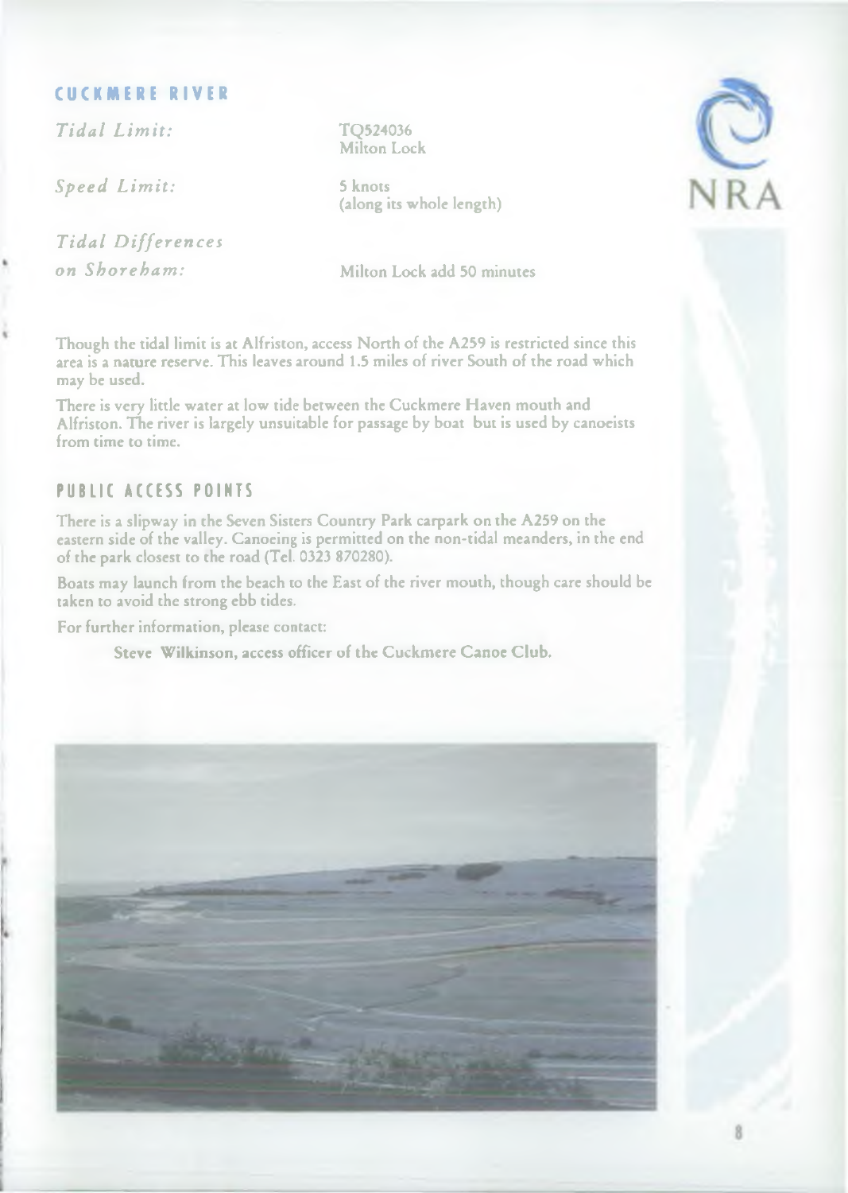## CUCKMERE RIVER

| | |
|---|---|
| *Tidal Limit:* | TQ524036 Milton Lock |
| *Speed Limit:* | 5 knots (along its whole length) |
| *Tidal Differences on Shoreham:* | Milton Lock add 50 minutes |

Though the tidal limit is at Alfriston, access North of the A259 is restricted since this area is a nature reserve. This leaves around 1.5 miles of river South of the road which may be used.

There is very little water at low tide between the Cuckmere Haven mouth and Alfriston. The river is largely unsuitable for passage by boat but is used by canoeists from time to time.

### PUBLIC ACCESS POINTS

There is a slipway in the Seven Sisters Country Park carpark on the A259 on the eastern side of the valley. Canoeing is permitted on the non-tidal meanders, in the end of the park closest to the road (Tel. 0323 870280).

Boats may launch from the beach to the East of the river mouth, though care should be taken to avoid the strong ebb tides.

For further information, please contact:

**Steve Wilkinson, access officer of the Cuckmere Canoe Club.**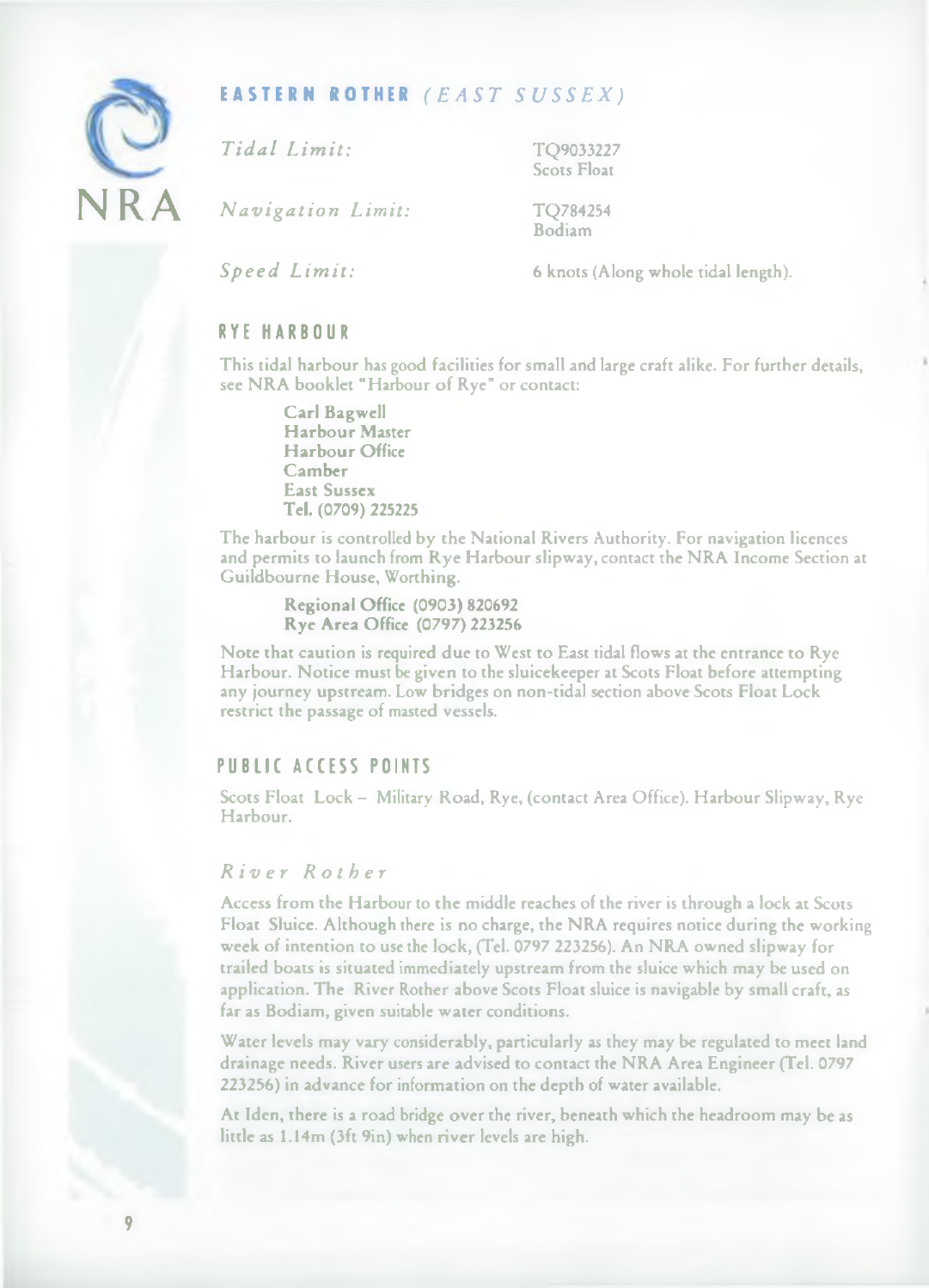# EASTERN ROTHER *(EAST SUSSEX)*

| | |
|---|---|
| *Tidal Limit:* | TQ9033227<br>Scots Float |
| *Navigation Limit:* | TQ784254<br>Bodiam |
| *Speed Limit:* | 6 knots (Along whole tidal length). |

## RYE HARBOUR

This tidal harbour has good facilities for small and large craft alike. For further details, see NRA booklet "Harbour of Rye" or contact:

**Carl Bagwell**
**Harbour Master**
**Harbour Office**
**Camber**
**East Sussex**
**Tel. (0709) 225225**

The harbour is controlled by the National Rivers Authority. For navigation licences and permits to launch from Rye Harbour slipway, contact the NRA Income Section at Guildbourne House, Worthing.

**Regional Office (0903) 820692**
**Rye Area Office (0797) 223256**

Note that caution is required due to West to East tidal flows at the entrance to Rye Harbour. Notice must be given to the sluicekeeper at Scots Float before attempting any journey upstream. Low bridges on non-tidal section above Scots Float Lock restrict the passage of masted vessels.

## PUBLIC ACCESS POINTS

Scots Float Lock – Military Road, Rye, (contact Area Office). Harbour Slipway, Rye Harbour.

### *River Rother*

Access from the Harbour to the middle reaches of the river is through a lock at Scots Float Sluice. Although there is no charge, the NRA requires notice during the working week of intention to use the lock, (Tel. 0797 223256). An NRA owned slipway for trailed boats is situated immediately upstream from the sluice which may be used on application. The River Rother above Scots Float sluice is navigable by small craft, as far as Bodiam, given suitable water conditions.

Water levels may vary considerably, particularly as they may be regulated to meet land drainage needs. River users are advised to contact the NRA Area Engineer (Tel. 0797 223256) in advance for information on the depth of water available.

At Iden, there is a road bridge over the river, beneath which the headroom may be as little as 1.14m (3ft 9in) when river levels are high.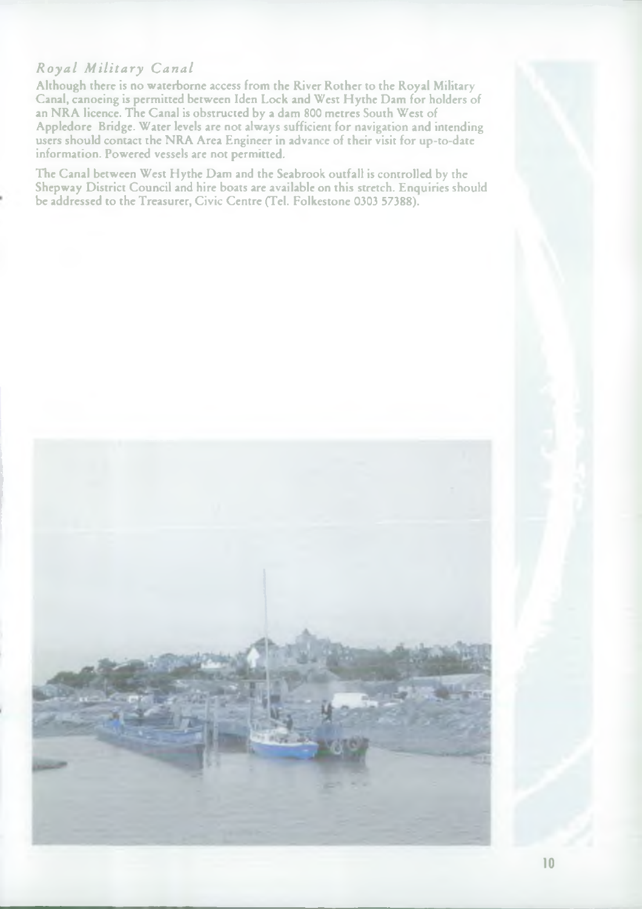### *Royal Military Canal*

Although there is no waterborne access from the River Rother to the Royal Military Canal, canoeing is permitted between Iden Lock and West Hythe Dam for holders of an NRA licence. The Canal is obstructed by a dam 800 metres South West of Appledore Bridge. Water levels are not always sufficient for navigation and intending users should contact the NRA Area Engineer in advance of their visit for up-to-date information. Powered vessels are not permitted.

The Canal between West Hythe Dam and the Seabrook outfall is controlled by the Shepway District Council and hire boats are available on this stretch. Enquiries should be addressed to the Treasurer, Civic Centre (Tel. Folkestone 0303 57388).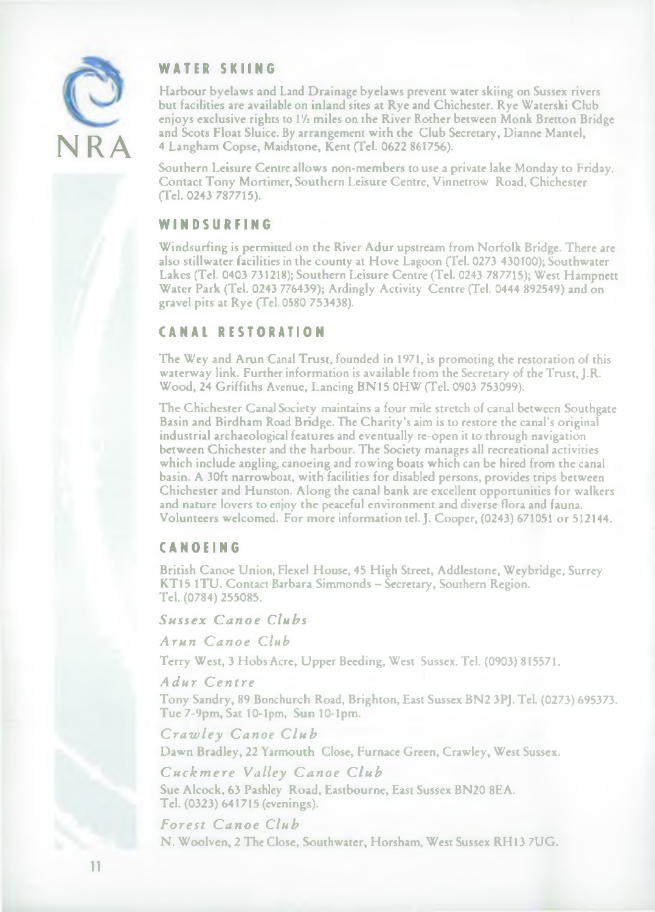## WATER SKIING

Harbour byelaws and Land Drainage byelaws prevent water skiing on Sussex rivers but facilities are available on inland sites at Rye and Chichester. Rye Waterski Club enjoys exclusive rights to 1½ miles on the River Rother between Monk Bretton Bridge and Scots Float Sluice. By arrangement with the Club Secretary, Dianne Mantel, 4 Langham Copse, Maidstone, Kent (Tel. 0622 861756).

Southern Leisure Centre allows non-members to use a private lake Monday to Friday. Contact Tony Mortimer, Southern Leisure Centre, Vinnetrow Road, Chichester (Tel. 0243 787715).

## WINDSURFING

Windsurfing is permitted on the River Adur upstream from Norfolk Bridge. There are also stillwater facilities in the county at Hove Lagoon (Tel. 0273 430100); Southwater Lakes (Tel. 0403 731218); Southern Leisure Centre (Tel. 0243 787715); West Hampnett Water Park (Tel. 0243 776439); Ardingly Activity Centre (Tel. 0444 892549) and on gravel pits at Rye (Tel. 0580 753438).

## CANAL RESTORATION

The Wey and Arun Canal Trust, founded in 1971, is promoting the restoration of this waterway link. Further information is available from the Secretary of the Trust, J.R. Wood, 24 Griffiths Avenue, Lancing BN15 0HW (Tel. 0903 753099).

The Chichester Canal Society maintains a four mile stretch of canal between Southgate Basin and Birdham Road Bridge. The Charity's aim is to restore the canal's original industrial archaeological features and eventually re-open it to through navigation between Chichester and the harbour. The Society manages all recreational activities which include angling, canoeing and rowing boats which can be hired from the canal basin. A 30ft narrowboat, with facilities for disabled persons, provides trips between Chichester and Hunston. Along the canal bank are excellent opportunities for walkers and nature lovers to enjoy the peaceful environment and diverse flora and fauna. Volunteers welcomed. For more information tel. J. Cooper, (0243) 671051 or 512144.

## CANOEING

British Canoe Union, Flexel House, 45 High Street, Addlestone, Weybridge, Surrey KT15 1TU. Contact Barbara Simmonds – Secretary, Southern Region. Tel. (0784) 255085.

### *Sussex Canoe Clubs*

*Arun Canoe Club*

Terry West, 3 Hobs Acre, Upper Beeding, West Sussex. Tel. (0903) 815571.

*Adur Centre*

Tony Sandry, 89 Bonchurch Road, Brighton, East Sussex BN2 3PJ. Tel. (0273) 695373. Tue 7-9pm, Sat 10-1pm, Sun 10-1pm.

*Crawley Canoe Club*

Dawn Bradley, 22 Yarmouth Close, Furnace Green, Crawley, West Sussex.

*Cuckmere Valley Canoe Club*

Sue Alcock, 63 Pashley Road, Eastbourne, East Sussex BN20 8EA. Tel. (0323) 641715 (evenings).

*Forest Canoe Club*

N. Woolven, 2 The Close, Southwater, Horsham, West Sussex RH13 7UG.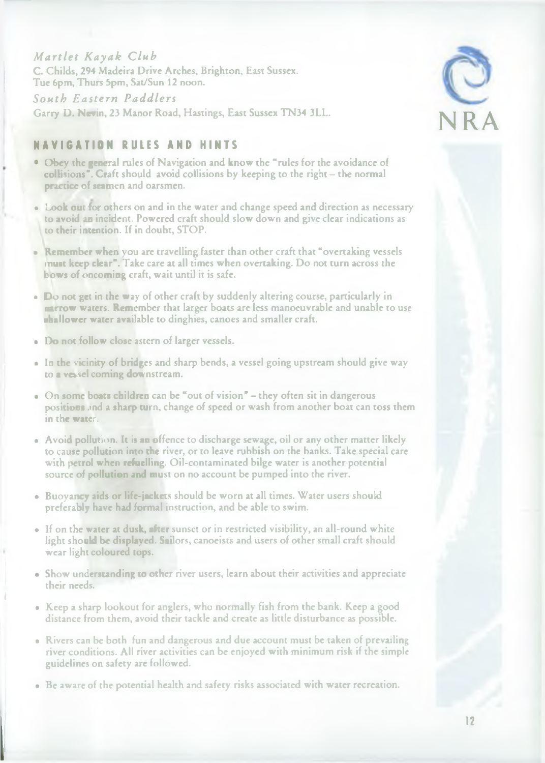*Martlet Kayak Club*
C. Childs, 294 Madeira Drive Arches, Brighton, East Sussex.
Tue 6pm, Thurs 5pm, Sat/Sun 12 noon.

*South Eastern Paddlers*
Garry D. Nevin, 23 Manor Road, Hastings, East Sussex TN34 3LL.

## NAVIGATION RULES AND HINTS

- Obey the general rules of Navigation and know the "rules for the avoidance of collisions". Craft should avoid collisions by keeping to the right – the normal practice of seamen and oarsmen.
- Look out for others on and in the water and change speed and direction as necessary to avoid an incident. Powered craft should slow down and give clear indications as to their intention. If in doubt, STOP.
- Remember when you are travelling faster than other craft that "overtaking vessels must keep clear". Take care at all times when overtaking. Do not turn across the bows of oncoming craft, wait until it is safe.
- Do not get in the way of other craft by suddenly altering course, particularly in narrow waters. Remember that larger boats are less manoeuvrable and unable to use shallower water available to dinghies, canoes and smaller craft.
- Do not follow close astern of larger vessels.
- In the vicinity of bridges and sharp bends, a vessel going upstream should give way to a vessel coming downstream.
- On some boats children can be "out of vision" – they often sit in dangerous positions and a sharp turn, change of speed or wash from another boat can toss them in the water.
- Avoid pollution. It is an offence to discharge sewage, oil or any other matter likely to cause pollution into the river, or to leave rubbish on the banks. Take special care with petrol when refuelling. Oil-contaminated bilge water is another potential source of pollution and must on no account be pumped into the river.
- Buoyancy aids or life-jackets should be worn at all times. Water users should preferably have had formal instruction, and be able to swim.
- If on the water at dusk, after sunset or in restricted visibility, an all-round white light should be displayed. Sailors, canoeists and users of other small craft should wear light coloured tops.
- Show understanding to other river users, learn about their activities and appreciate their needs.
- Keep a sharp lookout for anglers, who normally fish from the bank. Keep a good distance from them, avoid their tackle and create as little disturbance as possible.
- Rivers can be both fun and dangerous and due account must be taken of prevailing river conditions. All river activities can be enjoyed with minimum risk if the simple guidelines on safety are followed.
- Be aware of the potential health and safety risks associated with water recreation.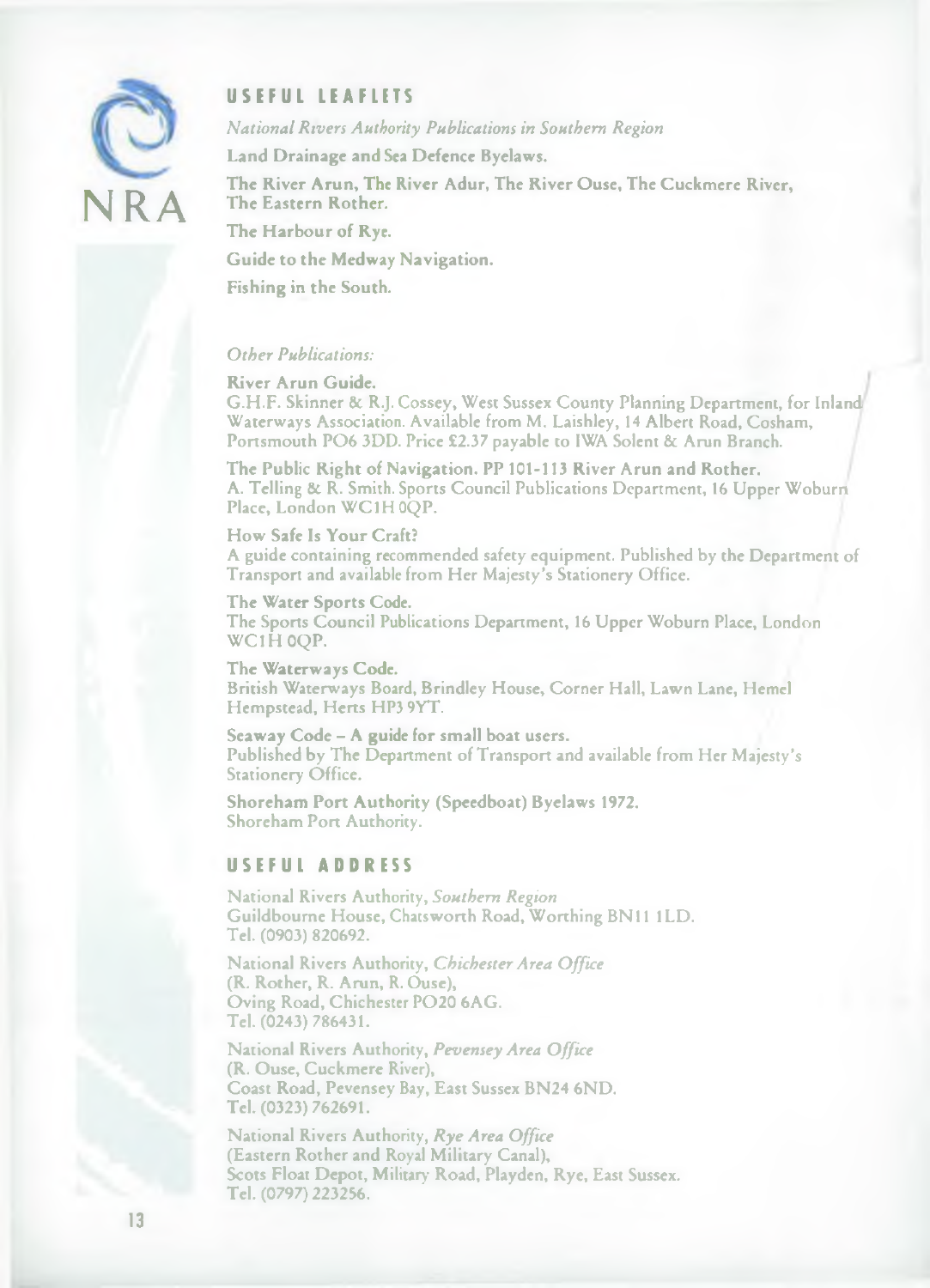## USEFUL LEAFLETS

*National Rivers Authority Publications in Southern Region*

**Land Drainage and Sea Defence Byelaws.**

**The River Arun, The River Adur, The River Ouse, The Cuckmere River, The Eastern Rother.**

**The Harbour of Rye.**

**Guide to the Medway Navigation.**

**Fishing in the South.**

*Other Publications:*

**River Arun Guide.**
G.H.F. Skinner & R.J. Cossey, West Sussex County Planning Department, for Inland Waterways Association. Available from M. Laishley, 14 Albert Road, Cosham, Portsmouth PO6 3DD. Price £2.37 payable to IWA Solent & Arun Branch.

**The Public Right of Navigation. PP 101-113 River Arun and Rother.**
A. Telling & R. Smith. Sports Council Publications Department, 16 Upper Woburn Place, London WC1H 0QP.

**How Safe Is Your Craft?**
A guide containing recommended safety equipment. Published by the Department of Transport and available from Her Majesty's Stationery Office.

**The Water Sports Code.**
The Sports Council Publications Department, 16 Upper Woburn Place, London WC1H 0QP.

**The Waterways Code.**
British Waterways Board, Brindley House, Corner Hall, Lawn Lane, Hemel Hempstead, Herts HP3 9YT.

**Seaway Code – A guide for small boat users.**
Published by The Department of Transport and available from Her Majesty's Stationery Office.

**Shoreham Port Authority (Speedboat) Byelaws 1972.**
Shoreham Port Authority.

## USEFUL ADDRESS

National Rivers Authority, *Southern Region*
Guildbourne House, Chatsworth Road, Worthing BN11 1LD.
Tel. (0903) 820692.

National Rivers Authority, *Chichester Area Office*
(R. Rother, R. Arun, R. Ouse),
Oving Road, Chichester PO20 6AG.
Tel. (0243) 786431.

National Rivers Authority, *Pevensey Area Office*
(R. Ouse, Cuckmere River),
Coast Road, Pevensey Bay, East Sussex BN24 6ND.
Tel. (0323) 762691.

National Rivers Authority, *Rye Area Office*
(Eastern Rother and Royal Military Canal),
Scots Float Depot, Military Road, Playden, Rye, East Sussex.
Tel. (0797) 223256.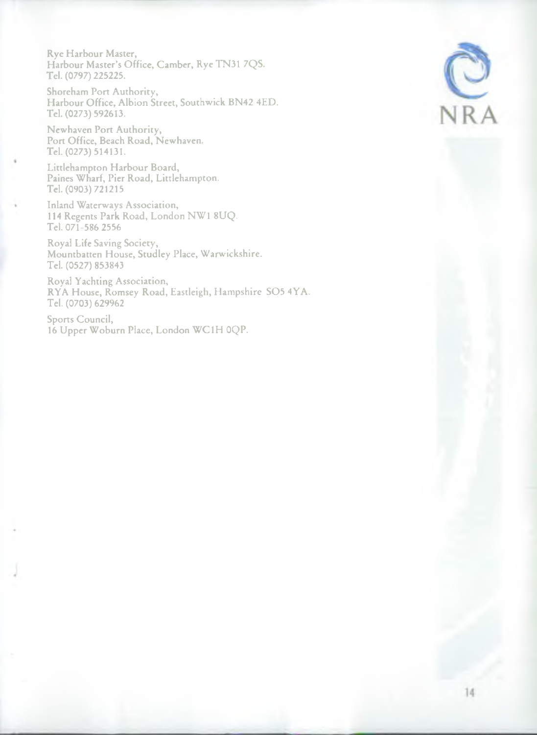Rye Harbour Master,
Harbour Master's Office, Camber, Rye TN31 7QS.
Tel. (0797) 225225.

Shoreham Port Authority,
Harbour Office, Albion Street, Southwick BN42 4ED.
Tel. (0273) 592613.

Newhaven Port Authority,
Port Office, Beach Road, Newhaven.
Tel. (0273) 514131.

Littlehampton Harbour Board,
Paines Wharf, Pier Road, Littlehampton.
Tel. (0903) 721215

Inland Waterways Association,
114 Regents Park Road, London NW1 8UQ.
Tel. 071-586 2556

Royal Life Saving Society,
Mountbatten House, Studley Place, Warwickshire.
Tel. (0527) 853843

Royal Yachting Association,
RYA House, Romsey Road, Eastleigh, Hampshire SO5 4YA.
Tel. (0703) 629962

Sports Council,
16 Upper Woburn Place, London WC1H 0QP.

NRA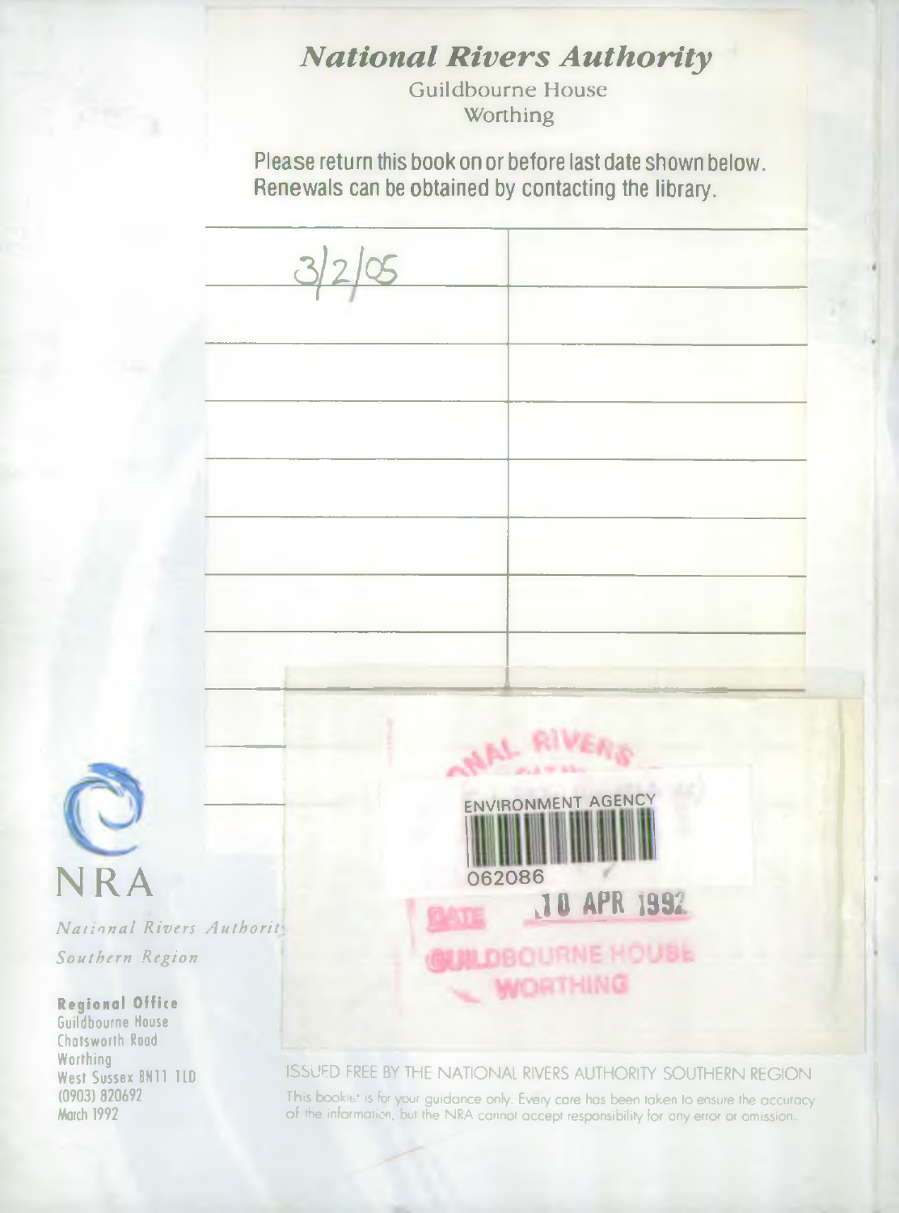# *National Rivers Authority*

Guildbourne House
Worthing

Please return this book on or before last date shown below.
Renewals can be obtained by contacting the library.

| | |
|---|---|
| 3/2/05 | |
| | |
| | |
| | |
| | |
| | |
| | |

ENVIRONMENT AGENCY
062086

DATE 10 APR 1992
GUILDBOURNE HOUSE
WORTHING

NRA

*National Rivers Authority*
*Southern Region*

**Regional Office**
Guildbourne House
Chatsworth Road
Worthing
West Sussex BN11 1LD
(0903) 820692
March 1992

ISSUED FREE BY THE NATIONAL RIVERS AUTHORITY SOUTHERN REGION

This booklet is for your guidance only. Every care has been taken to ensure the accuracy of the information, but the NRA cannot accept responsibility for any error or omission.